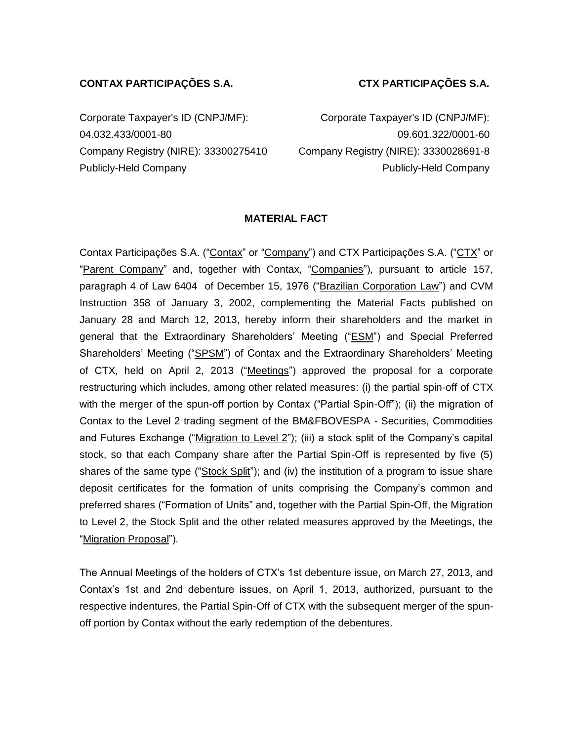**CONTAX PARTICIPAÇÕES S.A.**

Corporate Taxpayer's ID (CNPJ/MF): 04.032.433/0001-80
Company Registry (NIRE): 33300275410
Publicly-Held Company

**CTX PARTICIPAÇÕES S.A.**

Corporate Taxpayer's ID (CNPJ/MF): 09.601.322/0001-60
Company Registry (NIRE): 3330028691-8
Publicly-Held Company

## MATERIAL FACT

Contax Participações S.A. ("Contax" or "Company") and CTX Participações S.A. ("CTX" or "Parent Company" and, together with Contax, "Companies"), pursuant to article 157, paragraph 4 of Law 6404 of December 15, 1976 ("Brazilian Corporation Law") and CVM Instruction 358 of January 3, 2002, complementing the Material Facts published on January 28 and March 12, 2013, hereby inform their shareholders and the market in general that the Extraordinary Shareholders' Meeting ("ESM") and Special Preferred Shareholders' Meeting ("SPSM") of Contax and the Extraordinary Shareholders' Meeting of CTX, held on April 2, 2013 ("Meetings") approved the proposal for a corporate restructuring which includes, among other related measures: (i) the partial spin-off of CTX with the merger of the spun-off portion by Contax ("Partial Spin-Off"); (ii) the migration of Contax to the Level 2 trading segment of the BM&FBOVESPA - Securities, Commodities and Futures Exchange ("Migration to Level 2"); (iii) a stock split of the Company's capital stock, so that each Company share after the Partial Spin-Off is represented by five (5) shares of the same type ("Stock Split"); and (iv) the institution of a program to issue share deposit certificates for the formation of units comprising the Company's common and preferred shares ("Formation of Units" and, together with the Partial Spin-Off, the Migration to Level 2, the Stock Split and the other related measures approved by the Meetings, the "Migration Proposal").

The Annual Meetings of the holders of CTX's 1st debenture issue, on March 27, 2013, and Contax's 1st and 2nd debenture issues, on April 1, 2013, authorized, pursuant to the respective indentures, the Partial Spin-Off of CTX with the subsequent merger of the spun-off portion by Contax without the early redemption of the debentures.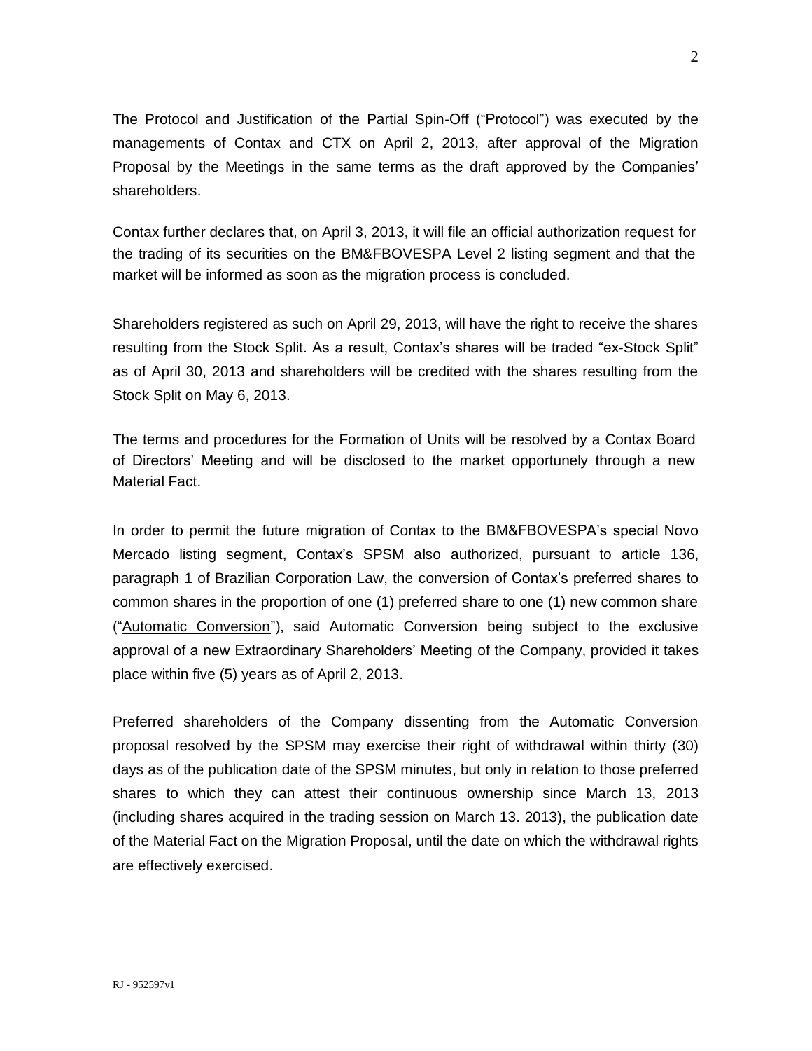The Protocol and Justification of the Partial Spin-Off ("Protocol") was executed by the managements of Contax and CTX on April 2, 2013, after approval of the Migration Proposal by the Meetings in the same terms as the draft approved by the Companies' shareholders.

Contax further declares that, on April 3, 2013, it will file an official authorization request for the trading of its securities on the BM&FBOVESPA Level 2 listing segment and that the market will be informed as soon as the migration process is concluded.

Shareholders registered as such on April 29, 2013, will have the right to receive the shares resulting from the Stock Split. As a result, Contax's shares will be traded "ex-Stock Split" as of April 30, 2013 and shareholders will be credited with the shares resulting from the Stock Split on May 6, 2013.

The terms and procedures for the Formation of Units will be resolved by a Contax Board of Directors' Meeting and will be disclosed to the market opportunely through a new Material Fact.

In order to permit the future migration of Contax to the BM&FBOVESPA's special Novo Mercado listing segment, Contax's SPSM also authorized, pursuant to article 136, paragraph 1 of Brazilian Corporation Law, the conversion of Contax's preferred shares to common shares in the proportion of one (1) preferred share to one (1) new common share ("Automatic Conversion"), said Automatic Conversion being subject to the exclusive approval of a new Extraordinary Shareholders' Meeting of the Company, provided it takes place within five (5) years as of April 2, 2013.

Preferred shareholders of the Company dissenting from the Automatic Conversion proposal resolved by the SPSM may exercise their right of withdrawal within thirty (30) days as of the publication date of the SPSM minutes, but only in relation to those preferred shares to which they can attest their continuous ownership since March 13, 2013 (including shares acquired in the trading session on March 13. 2013), the publication date of the Material Fact on the Migration Proposal, until the date on which the withdrawal rights are effectively exercised.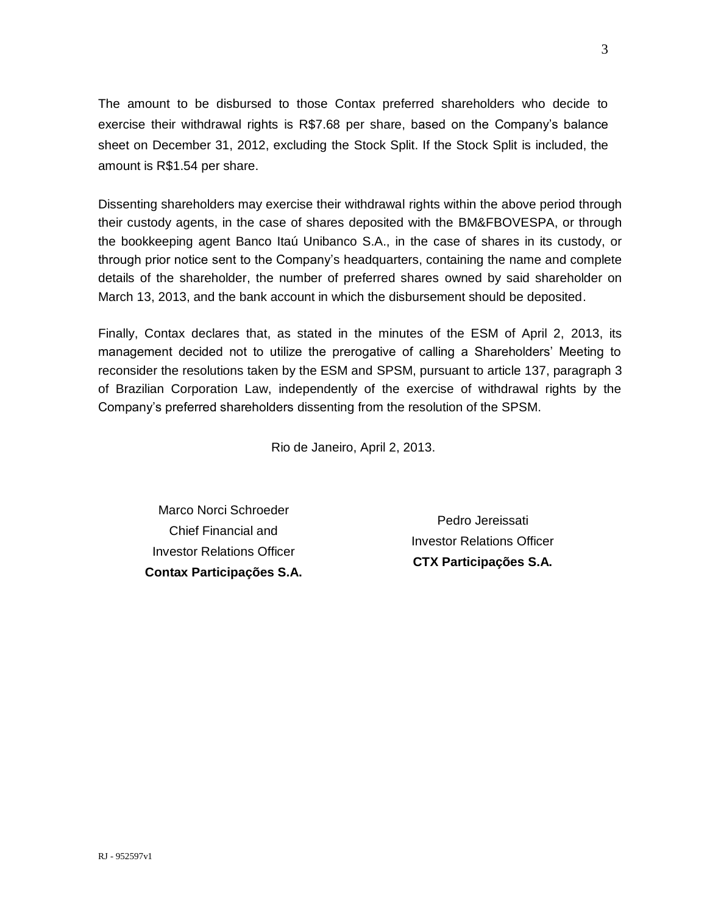The amount to be disbursed to those Contax preferred shareholders who decide to exercise their withdrawal rights is R$7.68 per share, based on the Company's balance sheet on December 31, 2012, excluding the Stock Split. If the Stock Split is included, the amount is R$1.54 per share.

Dissenting shareholders may exercise their withdrawal rights within the above period through their custody agents, in the case of shares deposited with the BM&FBOVESPA, or through the bookkeeping agent Banco Itaú Unibanco S.A., in the case of shares in its custody, or through prior notice sent to the Company's headquarters, containing the name and complete details of the shareholder, the number of preferred shares owned by said shareholder on March 13, 2013, and the bank account in which the disbursement should be deposited.

Finally, Contax declares that, as stated in the minutes of the ESM of April 2, 2013, its management decided not to utilize the prerogative of calling a Shareholders' Meeting to reconsider the resolutions taken by the ESM and SPSM, pursuant to article 137, paragraph 3 of Brazilian Corporation Law, independently of the exercise of withdrawal rights by the Company's preferred shareholders dissenting from the resolution of the SPSM.

Rio de Janeiro, April 2, 2013.

Marco Norci Schroeder
Chief Financial and
Investor Relations Officer
**Contax Participações S.A.**

Pedro Jereissati
Investor Relations Officer
**CTX Participações S.A.**

RJ - 952597v1